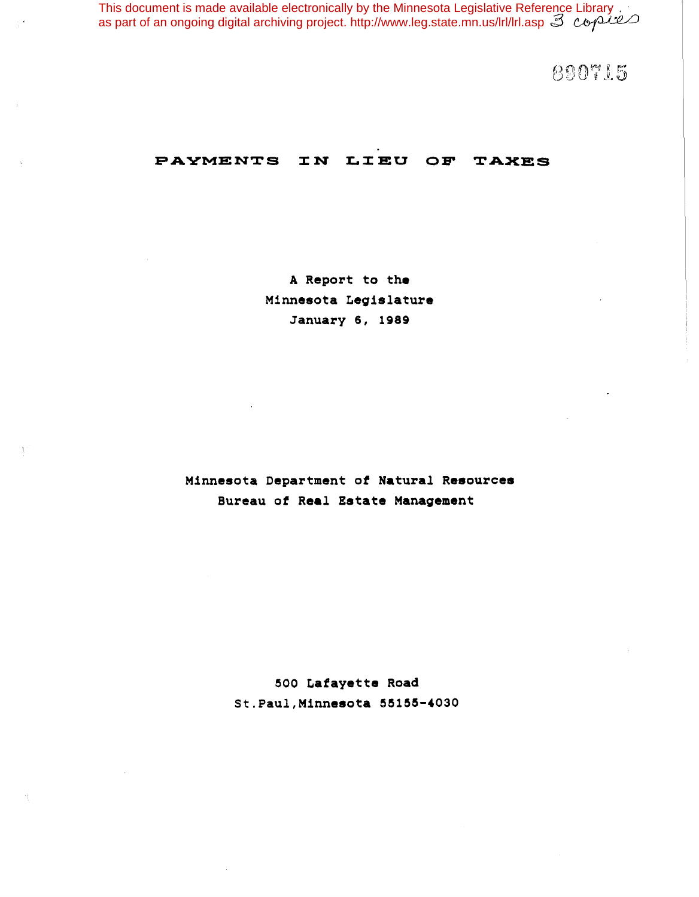This document is made available electronically by the Minnesota Legislative Reference Library as part of an ongoing digital archiving project. http://www.leg.state.mn.us/lrl/lrl.asp

890715

# PAYMENTS IN LIEU OF TAXES

A Report to the
Minnesota Legislature
January 6, 1989

Minnesota Department of Natural Resources
Bureau of Real Estate Management

500 Lafayette Road
St.Paul,Minnesota 55155-4030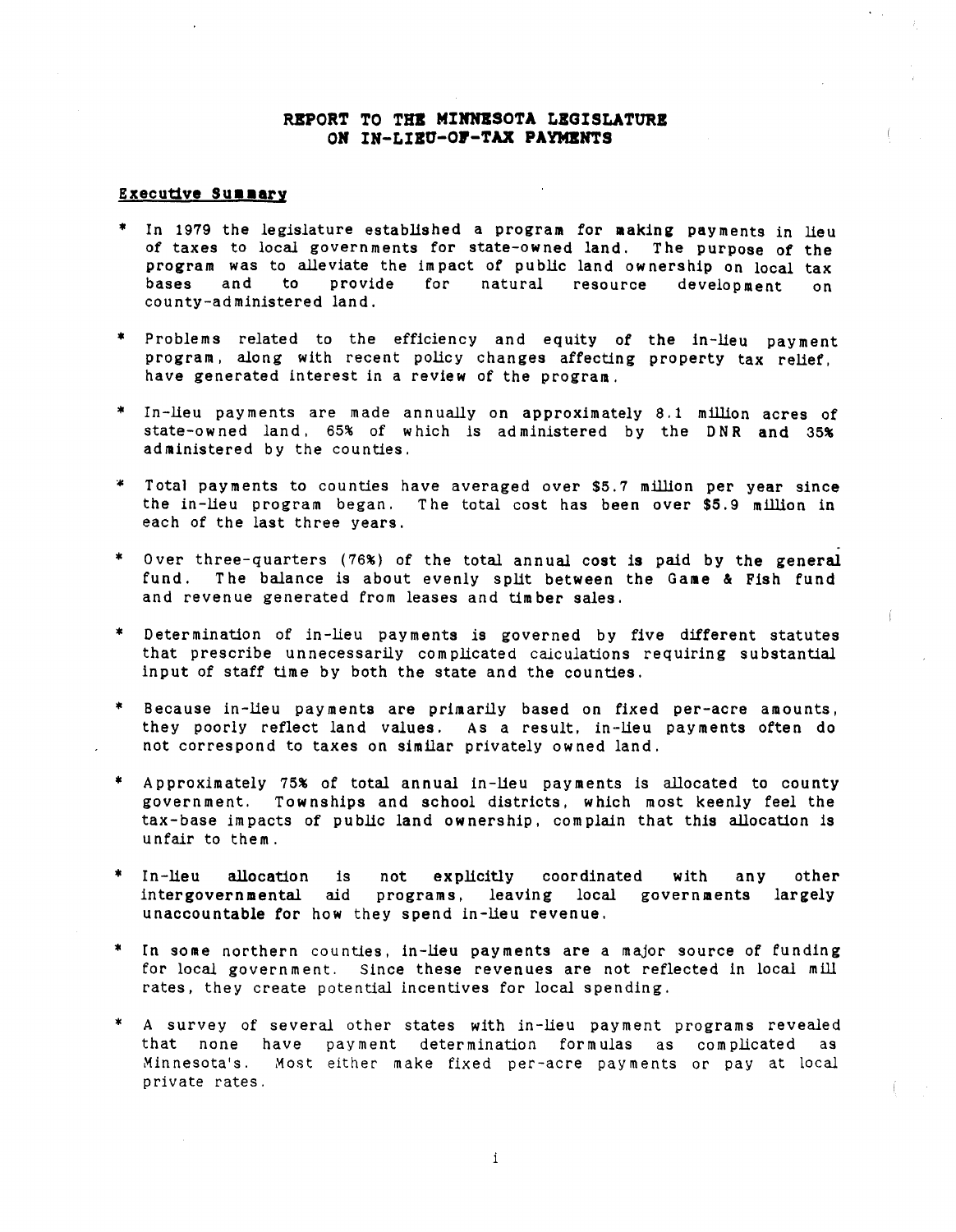# REPORT TO THE MINNESOTA LEGISLATURE ON IN-LIEU-OF-TAX PAYMENTS

## Executive Summary

* In 1979 the legislature established a program for making payments in lieu of taxes to local governments for state-owned land. The purpose of the program was to alleviate the impact of public land ownership on local tax bases and to provide for natural resource development on county-administered land.

* Problems related to the efficiency and equity of the in-lieu payment program, along with recent policy changes affecting property tax relief, have generated interest in a review of the program.

* In-lieu payments are made annually on approximately 8.1 million acres of state-owned land, 65% of which is administered by the DNR and 35% administered by the counties.

* Total payments to counties have averaged over $5.7 million per year since the in-lieu program began. The total cost has been over $5.9 million in each of the last three years.

* Over three-quarters (76%) of the total annual cost is paid by the general fund. The balance is about evenly split between the Game & Fish fund and revenue generated from leases and timber sales.

* Determination of in-lieu payments is governed by five different statutes that prescribe unnecessarily complicated calculations requiring substantial input of staff time by both the state and the counties.

* Because in-lieu payments are primarily based on fixed per-acre amounts, they poorly reflect land values. As a result, in-lieu payments often do not correspond to taxes on similar privately owned land.

* Approximately 75% of total annual in-lieu payments is allocated to county government. Townships and school districts, which most keenly feel the tax-base impacts of public land ownership, complain that this allocation is unfair to them.

* In-lieu allocation is not explicitly coordinated with any other intergovernmental aid programs, leaving local governments largely unaccountable for how they spend in-lieu revenue.

* In some northern counties, in-lieu payments are a major source of funding for local government. Since these revenues are not reflected in local mill rates, they create potential incentives for local spending.

* A survey of several other states with in-lieu payment programs revealed that none have payment determination formulas as complicated as Minnesota's. Most either make fixed per-acre payments or pay at local private rates.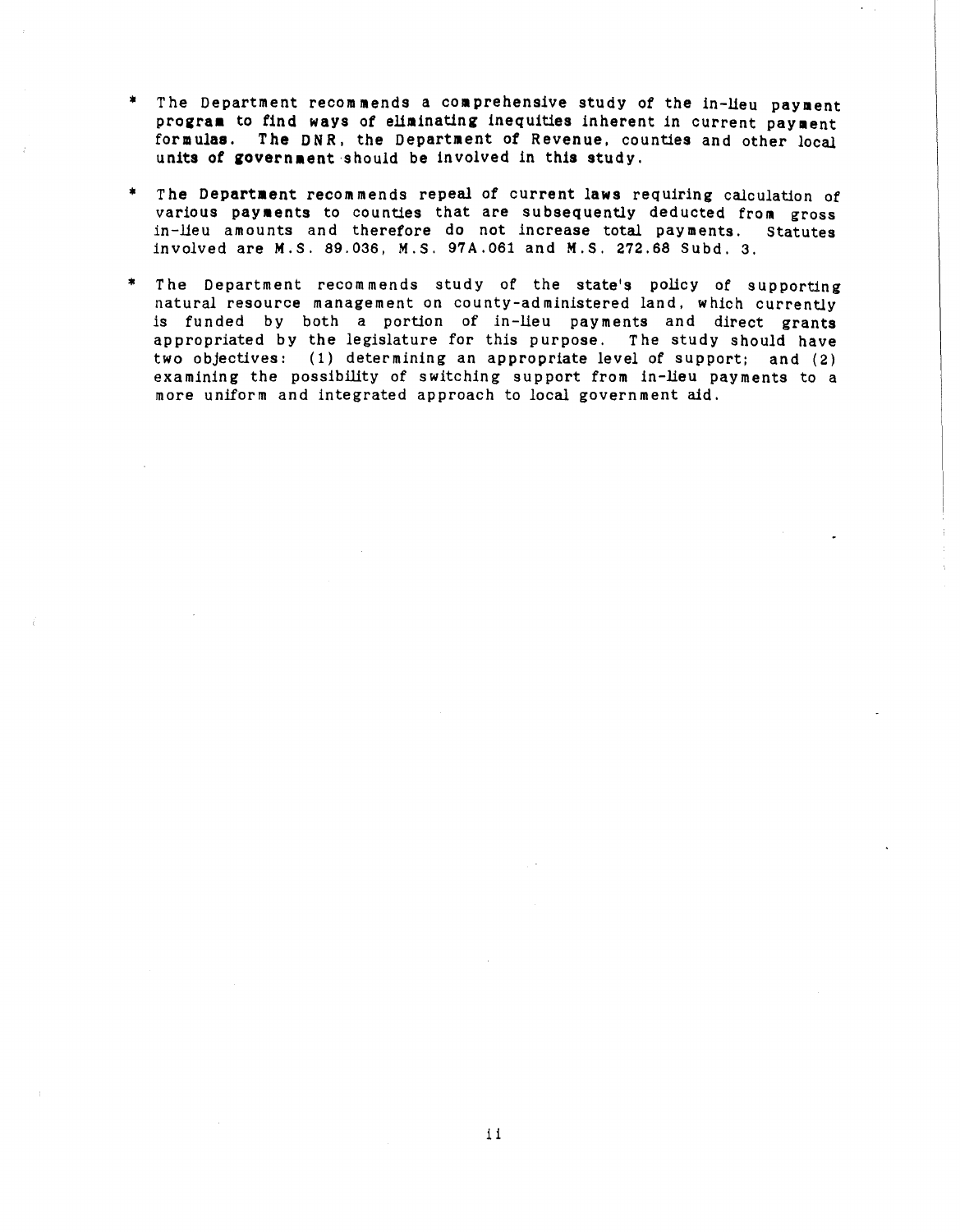* The Department recommends a comprehensive study of the in-lieu payment program to find ways of eliminating inequities inherent in current payment formulas. The DNR, the Department of Revenue, counties and other local units of government should be involved in this study.

* The Department recommends repeal of current laws requiring calculation of various payments to counties that are subsequently deducted from gross in-lieu amounts and therefore do not increase total payments. Statutes involved are M.S. 89.036, M.S. 97A.061 and M.S. 272.68 Subd. 3.

* The Department recommends study of the state's policy of supporting natural resource management on county-administered land, which currently is funded by both a portion of in-lieu payments and direct grants appropriated by the legislature for this purpose. The study should have two objectives: (1) determining an appropriate level of support; and (2) examining the possibility of switching support from in-lieu payments to a more uniform and integrated approach to local government aid.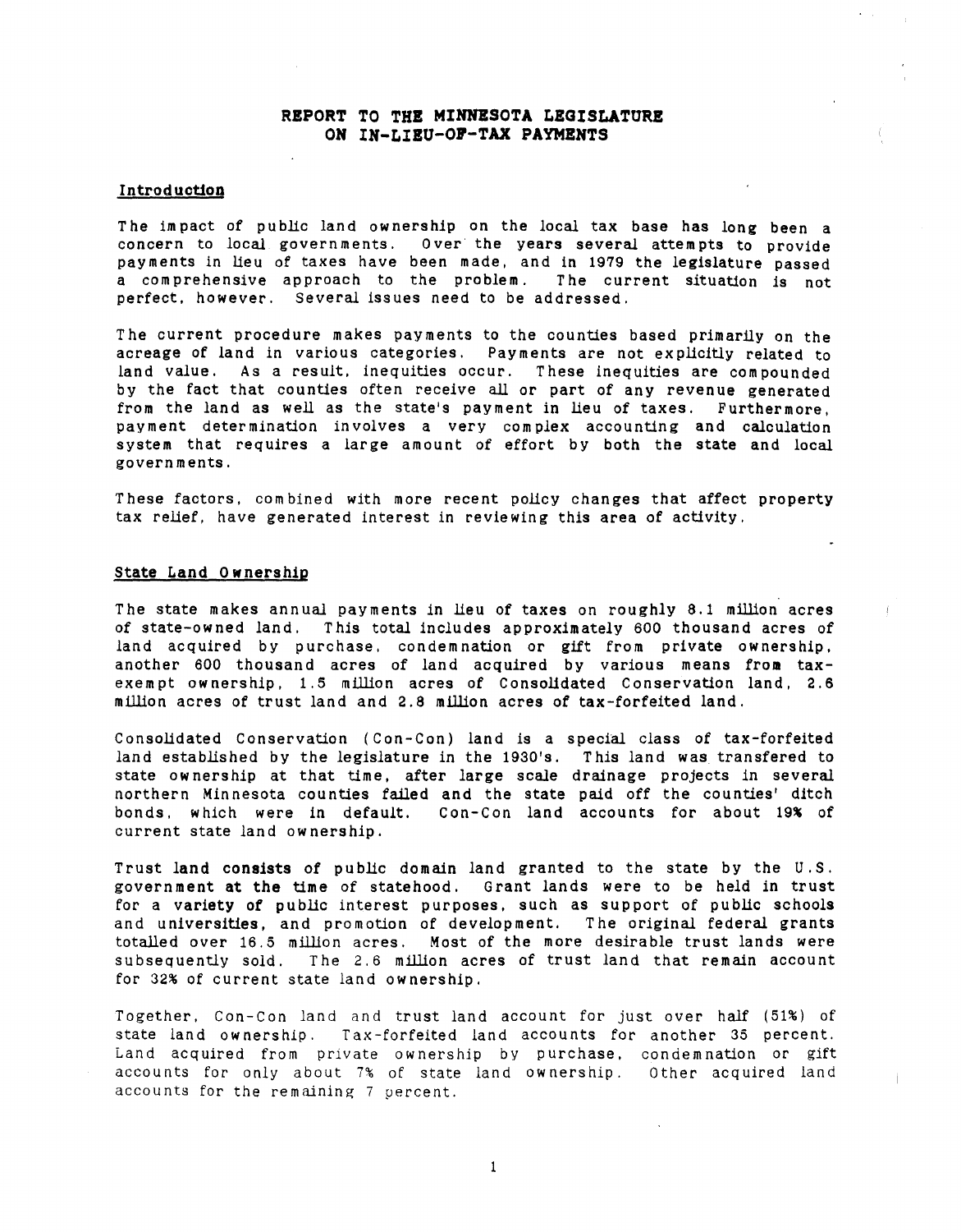# REPORT TO THE MINNESOTA LEGISLATURE ON IN-LIEU-OF-TAX PAYMENTS

## Introduction

The impact of public land ownership on the local tax base has long been a concern to local governments. Over the years several attempts to provide payments in lieu of taxes have been made, and in 1979 the legislature passed a comprehensive approach to the problem. The current situation is not perfect, however. Several issues need to be addressed.

The current procedure makes payments to the counties based primarily on the acreage of land in various categories. Payments are not explicitly related to land value. As a result, inequities occur. These inequities are compounded by the fact that counties often receive all or part of any revenue generated from the land as well as the state's payment in lieu of taxes. Furthermore, payment determination involves a very complex accounting and calculation system that requires a large amount of effort by both the state and local governments.

These factors, combined with more recent policy changes that affect property tax relief, have generated interest in reviewing this area of activity.

## State Land Ownership

The state makes annual payments in lieu of taxes on roughly 8.1 million acres of state-owned land. This total includes approximately 600 thousand acres of land acquired by purchase, condemnation or gift from private ownership, another 600 thousand acres of land acquired by various means from tax-exempt ownership, 1.5 million acres of Consolidated Conservation land, 2.6 million acres of trust land and 2.8 million acres of tax-forfeited land.

Consolidated Conservation (Con-Con) land is a special class of tax-forfeited land established by the legislature in the 1930's. This land was transfered to state ownership at that time, after large scale drainage projects in several northern Minnesota counties failed and the state paid off the counties' ditch bonds, which were in default. Con-Con land accounts for about 19% of current state land ownership.

Trust land consists of public domain land granted to the state by the U.S. government at the time of statehood. Grant lands were to be held in trust for a variety of public interest purposes, such as support of public schools and universities, and promotion of development. The original federal grants totalled over 16.5 million acres. Most of the more desirable trust lands were subsequently sold. The 2.6 million acres of trust land that remain account for 32% of current state land ownership.

Together, Con-Con land and trust land account for just over half (51%) of state land ownership. Tax-forfeited land accounts for another 35 percent. Land acquired from private ownership by purchase, condemnation or gift accounts for only about 7% of state land ownership. Other acquired land accounts for the remaining 7 percent.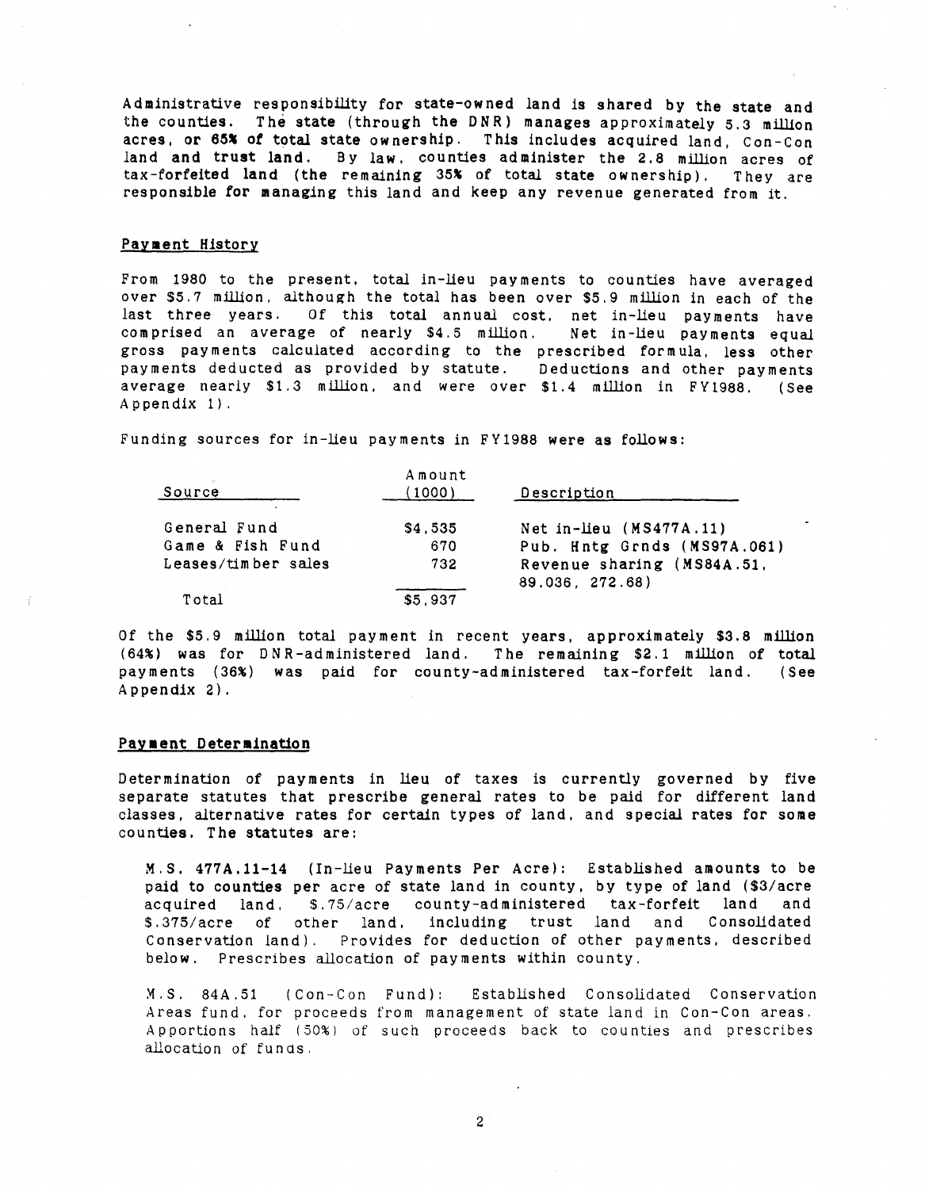Administrative responsibility for state-owned land is shared by the state and the counties. The state (through the DNR) manages approximately 5.3 million acres, or 65% of total state ownership. This includes acquired land, Con-Con land and trust land. By law, counties administer the 2.8 million acres of tax-forfeited land (the remaining 35% of total state ownership). They are responsible for managing this land and keep any revenue generated from it.

## Payment History

From 1980 to the present, total in-lieu payments to counties have averaged over $5.7 million, although the total has been over $5.9 million in each of the last three years. Of this total annual cost, net in-lieu payments have comprised an average of nearly $4.5 million. Net in-lieu payments equal gross payments calculated according to the prescribed formula, less other payments deducted as provided by statute. Deductions and other payments average nearly $1.3 million, and were over $1.4 million in FY1988. (See Appendix 1).

Funding sources for in-lieu payments in FY1988 were as follows:

| Source | Amount (1000) | Description |
|---|---|---|
| General Fund | $4,535 | Net in-lieu (MS477A.11) |
| Game & Fish Fund | 670 | Pub. Hntg Grnds (MS97A.061) |
| Leases/timber sales | 732 | Revenue sharing (MS84A.51, 89.036, 272.68) |
| Total | $5,937 | |

Of the $5.9 million total payment in recent years, approximately $3.8 million (64%) was for DNR-administered land. The remaining $2.1 million of total payments (36%) was paid for county-administered tax-forfeit land. (See Appendix 2).

## Payment Determination

Determination of payments in lieu of taxes is currently governed by five separate statutes that prescribe general rates to be paid for different land classes, alternative rates for certain types of land, and special rates for some counties. The statutes are:

M.S. 477A.11-14 (In-Lieu Payments Per Acre): Established amounts to be paid to counties per acre of state land in county, by type of land ($3/acre acquired land, $.75/acre county-administered tax-forfeit land and $.375/acre of other land, including trust land and Consolidated Conservation land). Provides for deduction of other payments, described below. Prescribes allocation of payments within county.

M.S. 84A.51 (Con-Con Fund): Established Consolidated Conservation Areas fund, for proceeds from management of state land in Con-Con areas. Apportions half (50%) of such proceeds back to counties and prescribes allocation of funds.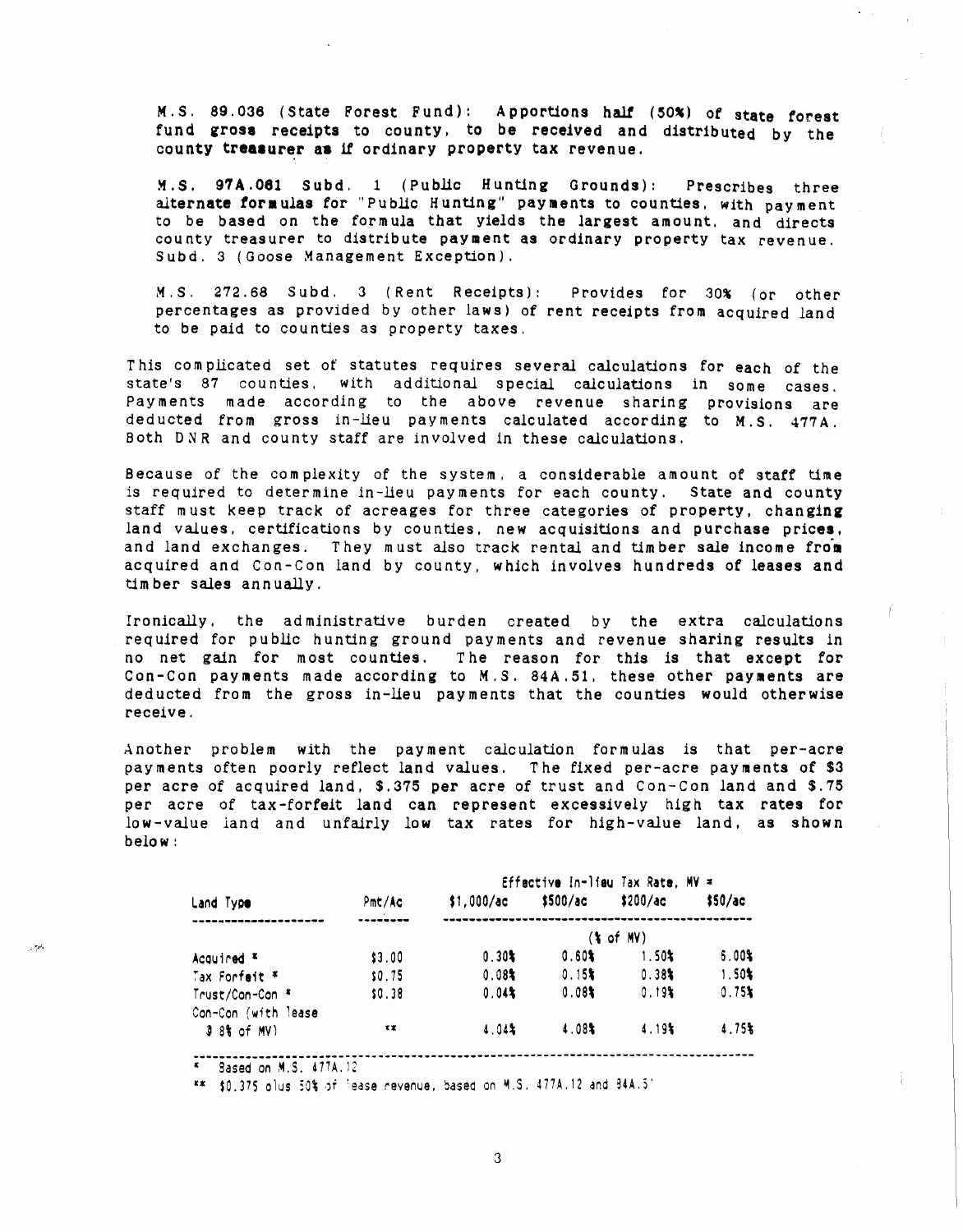M.S. 89.036 (State Forest Fund): **Apportions half (50%) of state forest fund gross receipts to county, to be received and distributed by the county treasurer as if ordinary property tax revenue.**

M.S. 97A.061 Subd. 1 (Public Hunting Grounds): Prescribes three alternate formulas for "Public Hunting" payments to counties, with payment to be based on the formula that yields the largest amount, and directs county treasurer to distribute payment as ordinary property tax revenue. Subd. 3 (Goose Management Exception).

M.S. 272.68 Subd. 3 (Rent Receipts): Provides for 30% (or other percentages as provided by other laws) of rent receipts from acquired land to be paid to counties as property taxes.

This complicated set of statutes requires several calculations for each of the state's 87 counties, with additional special calculations in some cases. Payments made according to the above revenue sharing provisions are deducted from gross in-lieu payments calculated according to M.S. 477A. Both DNR and county staff are involved in these calculations.

Because of the complexity of the system, a considerable amount of staff time is required to determine in-lieu payments for each county. State and county staff must keep track of acreages for three categories of property, changing land values, certifications by counties, new acquisitions and purchase prices, and land exchanges. They must also track rental and timber sale income from acquired and Con-Con land by county, which involves hundreds of leases and timber sales annually.

Ironically, the administrative burden created by the extra calculations required for public hunting ground payments and revenue sharing results in no net gain for most counties. The reason for this is that except for Con-Con payments made according to M.S. 84A.51, these other payments are deducted from the gross in-lieu payments that the counties would otherwise receive.

Another problem with the payment calculation formulas is that per-acre payments often poorly reflect land values. The fixed per-acre payments of $3 per acre of acquired land, $.375 per acre of trust and Con-Con land and $.75 per acre of tax-forfeit land can represent excessively high tax rates for low-value land and unfairly low tax rates for high-value land, as shown below:

| Land Type | Pmt/Ac | Effective In-lieu Tax Rate, MV = | | | |
|---|---|---|---|---|---|
| | | $1,000/ac | $500/ac | $200/ac | $50/ac |
| | | (% of MV) | | | |
| Acquired * | $3.00 | 0.30% | 0.60% | 1.50% | 6.00% |
| Tax Forfeit * | $0.75 | 0.08% | 0.15% | 0.38% | 1.50% |
| Trust/Con-Con * | $0.38 | 0.04% | 0.08% | 0.19% | 0.75% |
| Con-Con (with lease @ 8% of MV) | ** | 4.04% | 4.08% | 4.19% | 4.75% |

\* Based on M.S. 477A.12

** $0.375 plus 50% of lease revenue, based on M.S. 477A.12 and 84A.51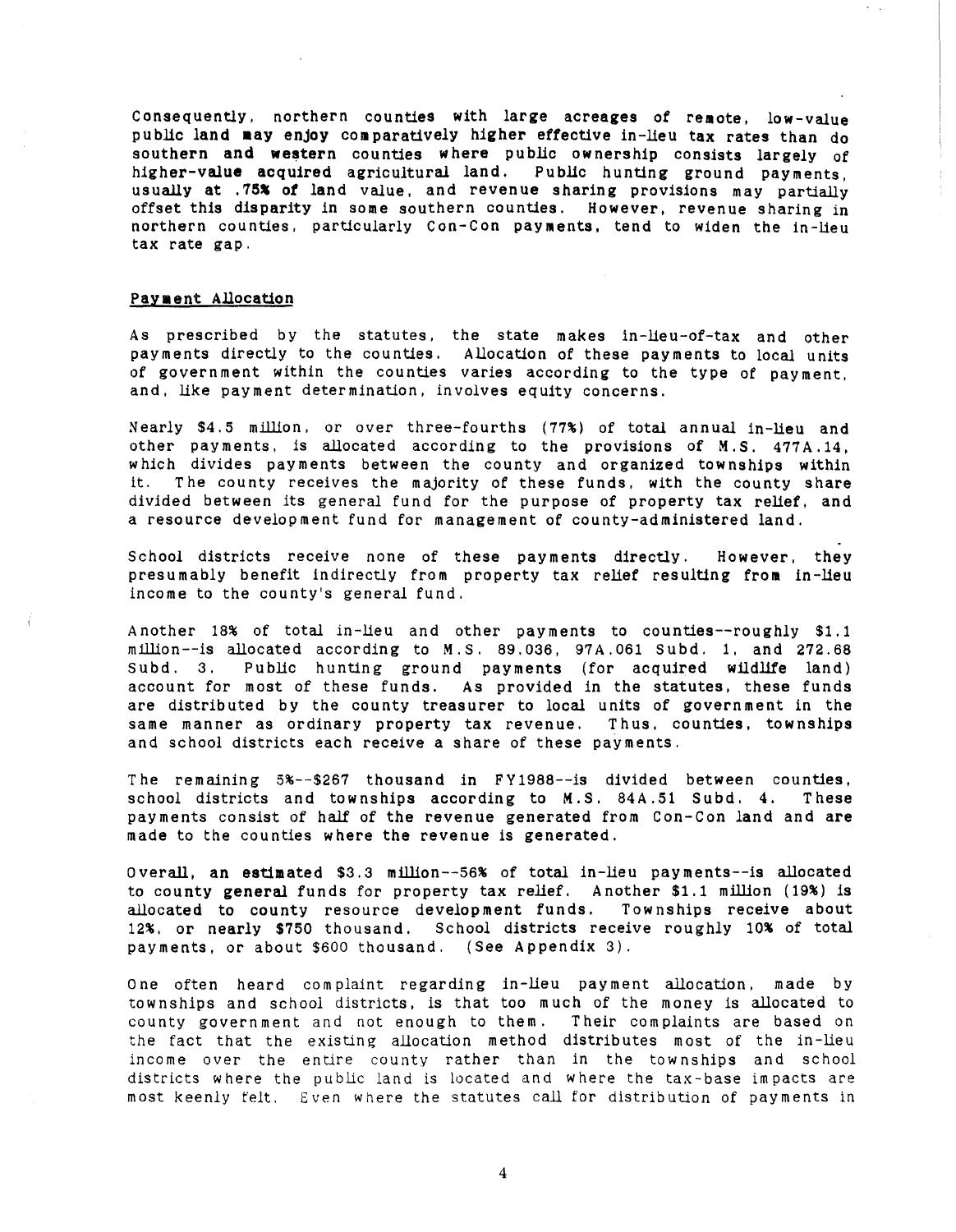Consequently, northern counties with large acreages of remote, low-value public land may enjoy comparatively higher effective in-lieu tax rates than do southern and western counties where public ownership consists largely of higher-value acquired agricultural land. Public hunting ground payments, usually at .75% of land value, and revenue sharing provisions may partially offset this disparity in some southern counties. However, revenue sharing in northern counties, particularly Con-Con payments, tend to widen the in-lieu tax rate gap.

## Payment Allocation

As prescribed by the statutes, the state makes in-lieu-of-tax and other payments directly to the counties. Allocation of these payments to local units of government within the counties varies according to the type of payment, and, like payment determination, involves equity concerns.

Nearly $4.5 million, or over three-fourths (77%) of total annual in-lieu and other payments, is allocated according to the provisions of M.S. 477A.14, which divides payments between the county and organized townships within it. The county receives the majority of these funds, with the county share divided between its general fund for the purpose of property tax relief, and a resource development fund for management of county-administered land.

School districts receive none of these payments directly. However, they presumably benefit indirectly from property tax relief resulting from in-lieu income to the county's general fund.

Another 18% of total in-lieu and other payments to counties--roughly $1.1 million--is allocated according to M.S. 89.036, 97A.061 Subd. 1, and 272.68 Subd. 3. Public hunting ground payments (for acquired wildlife land) account for most of these funds. As provided in the statutes, these funds are distributed by the county treasurer to local units of government in the same manner as ordinary property tax revenue. Thus, counties, townships and school districts each receive a share of these payments.

The remaining 5%--$267 thousand in FY1988--is divided between counties, school districts and townships according to M.S. 84A.51 Subd. 4. These payments consist of half of the revenue generated from Con-Con land and are made to the counties where the revenue is generated.

Overall, an estimated $3.3 million--56% of total in-lieu payments--is allocated to county general funds for property tax relief. Another $1.1 million (19%) is allocated to county resource development funds. Townships receive about 12%, or nearly $750 thousand. School districts receive roughly 10% of total payments, or about $600 thousand. (See Appendix 3).

One often heard complaint regarding in-lieu payment allocation, made by townships and school districts, is that too much of the money is allocated to county government and not enough to them. Their complaints are based on the fact that the existing allocation method distributes most of the in-lieu income over the entire county rather than in the townships and school districts where the public land is located and where the tax-base impacts are most keenly felt. Even where the statutes call for distribution of payments in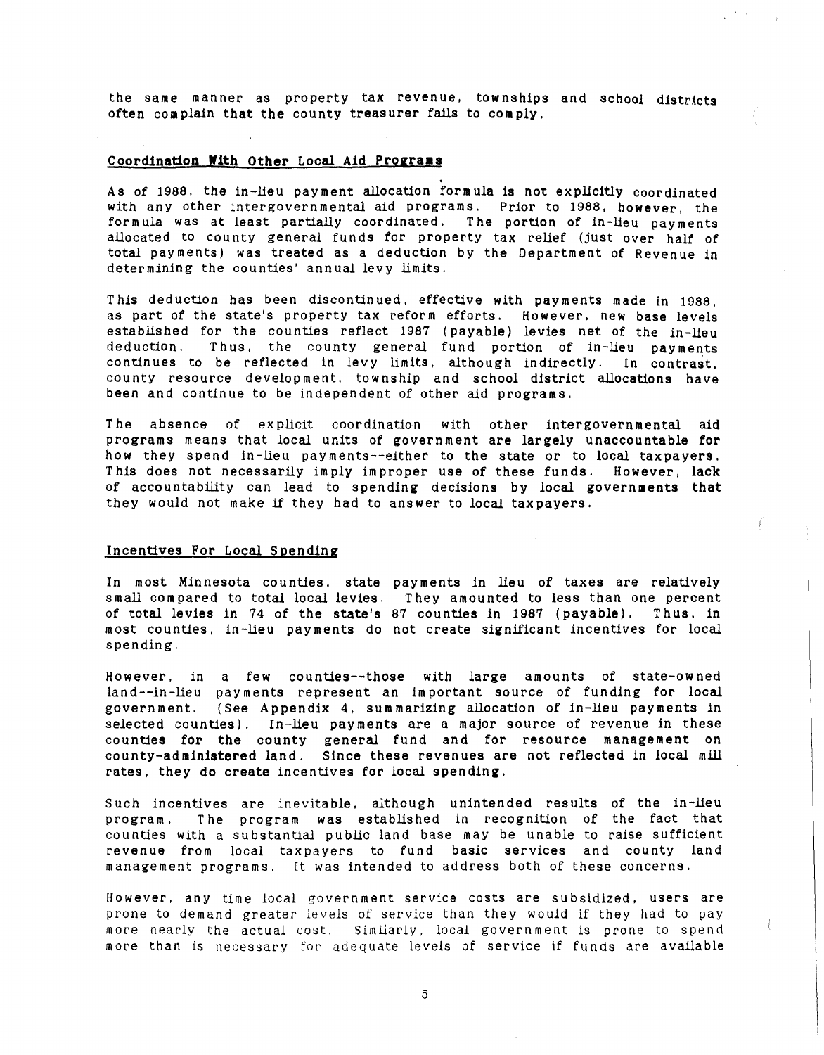the same manner as property tax revenue, townships and school districts often complain that the county treasurer fails to comply.

## Coordination With Other Local Aid Programs

As of 1988, the in-lieu payment allocation formula is not explicitly coordinated with any other intergovernmental aid programs. Prior to 1988, however, the formula was at least partially coordinated. The portion of in-lieu payments allocated to county general funds for property tax relief (just over half of total payments) was treated as a deduction by the Department of Revenue in determining the counties' annual levy limits.

This deduction has been discontinued, effective with payments made in 1988, as part of the state's property tax reform efforts. However, new base levels established for the counties reflect 1987 (payable) levies net of the in-lieu deduction. Thus, the county general fund portion of in-lieu payments continues to be reflected in levy limits, although indirectly. In contrast, county resource development, township and school district allocations have been and continue to be independent of other aid programs.

The absence of explicit coordination with other intergovernmental aid programs means that local units of government are largely unaccountable for how they spend in-lieu payments--either to the state or to local taxpayers. This does not necessarily imply improper use of these funds. However, lack of accountability can lead to spending decisions by local governments that they would not make if they had to answer to local taxpayers.

## Incentives For Local Spending

In most Minnesota counties, state payments in lieu of taxes are relatively small compared to total local levies. They amounted to less than one percent of total levies in 74 of the state's 87 counties in 1987 (payable). Thus, in most counties, in-lieu payments do not create significant incentives for local spending.

However, in a few counties--those with large amounts of state-owned land--in-lieu payments represent an important source of funding for local government. (See Appendix 4, summarizing allocation of in-lieu payments in selected counties). In-lieu payments are a major source of revenue in these counties for the county general fund and for resource management on county-administered land. Since these revenues are not reflected in local mill rates, they do create incentives for local spending.

Such incentives are inevitable, although unintended results of the in-lieu program. The program was established in recognition of the fact that counties with a substantial public land base may be unable to raise sufficient revenue from local taxpayers to fund basic services and county land management programs. It was intended to address both of these concerns.

However, any time local government service costs are subsidized, users are prone to demand greater levels of service than they would if they had to pay more nearly the actual cost. Similarly, local government is prone to spend more than is necessary for adequate levels of service if funds are available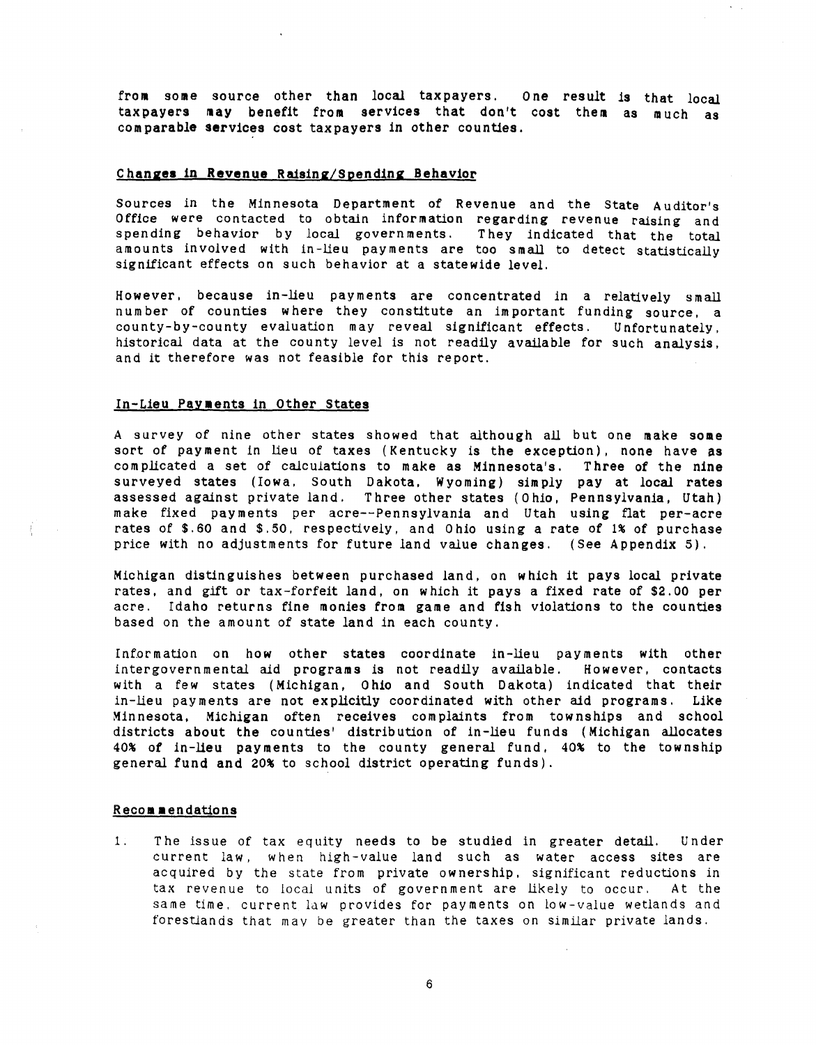from some source other than local taxpayers. One result is that local taxpayers may benefit from services that don't cost them as much as comparable services cost taxpayers in other counties.

## Changes in Revenue Raising/Spending Behavior

Sources in the Minnesota Department of Revenue and the State Auditor's Office were contacted to obtain information regarding revenue raising and spending behavior by local governments. They indicated that the total amounts involved with in-lieu payments are too small to detect statistically significant effects on such behavior at a statewide level.

However, because in-lieu payments are concentrated in a relatively small number of counties where they constitute an important funding source, a county-by-county evaluation may reveal significant effects. Unfortunately, historical data at the county level is not readily available for such analysis, and it therefore was not feasible for this report.

## In-Lieu Payments in Other States

A survey of nine other states showed that although all but one make some sort of payment in lieu of taxes (Kentucky is the exception), none have as complicated a set of calculations to make as Minnesota's. Three of the nine surveyed states (Iowa, South Dakota, Wyoming) simply pay at local rates assessed against private land. Three other states (Ohio, Pennsylvania, Utah) make fixed payments per acre--Pennsylvania and Utah using flat per-acre rates of $.60 and $.50, respectively, and Ohio using a rate of 1% of purchase price with no adjustments for future land value changes. (See Appendix 5).

Michigan distinguishes between purchased land, on which it pays local private rates, and gift or tax-forfeit land, on which it pays a fixed rate of $2.00 per acre. Idaho returns fine monies from game and fish violations to the counties based on the amount of state land in each county.

Information on how other states coordinate in-lieu payments with other intergovernmental aid programs is not readily available. However, contacts with a few states (Michigan, Ohio and South Dakota) indicated that their in-lieu payments are not explicitly coordinated with other aid programs. Like Minnesota, Michigan often receives complaints from townships and school districts about the counties' distribution of in-lieu funds (Michigan allocates 40% of in-lieu payments to the county general fund, 40% to the township general fund and 20% to school district operating funds).

## Recommendations

1. The issue of tax equity needs to be studied in greater detail. Under current law, when high-value land such as water access sites are acquired by the state from private ownership, significant reductions in tax revenue to local units of government are likely to occur. At the same time, current law provides for payments on low-value wetlands and forestlands that may be greater than the taxes on similar private lands.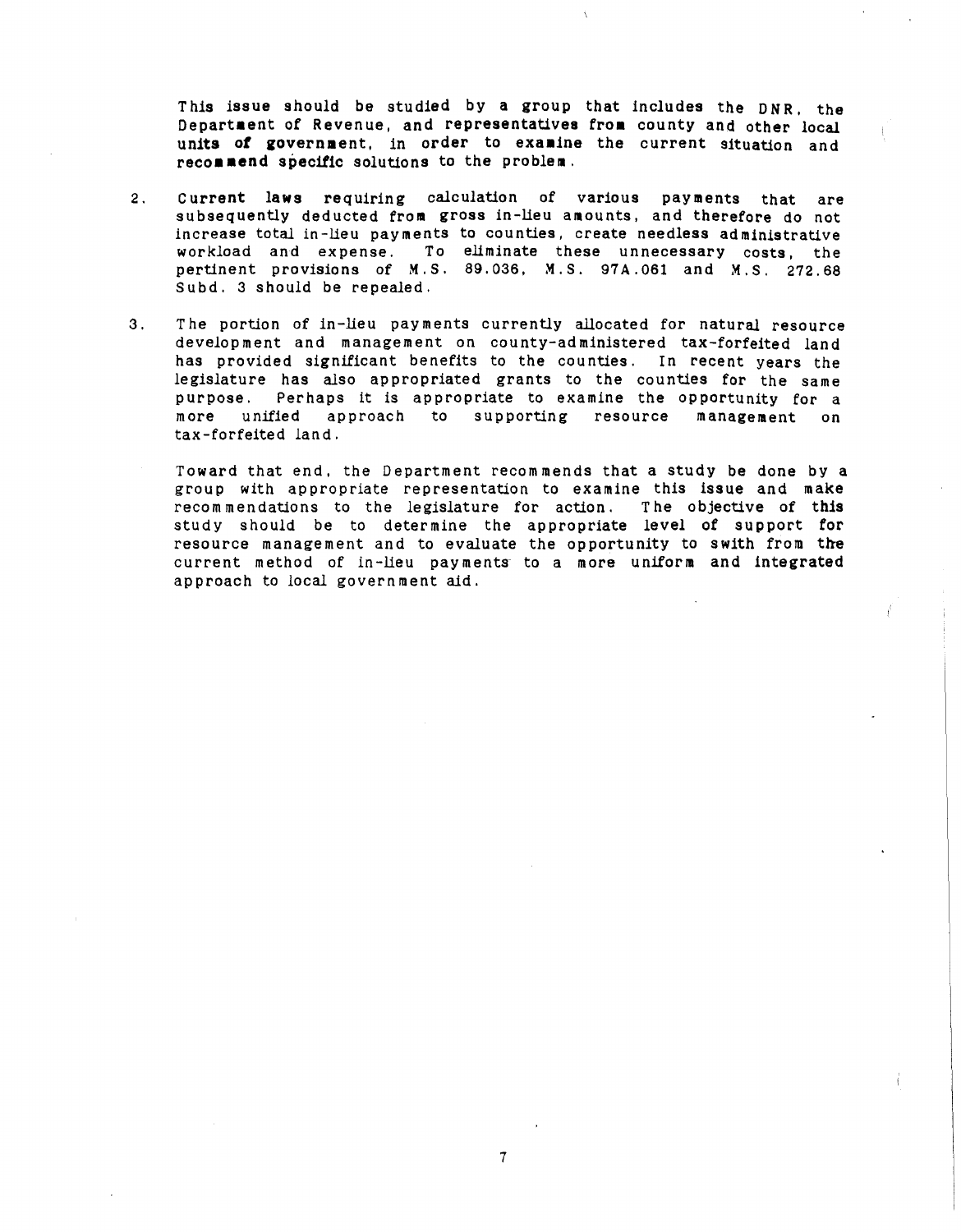This issue should be studied by a group that includes the DNR, the Department of Revenue, and representatives from county and other local units of government, in order to examine the current situation and recommend specific solutions to the problem.

2. Current laws requiring calculation of various payments that are subsequently deducted from gross in-lieu amounts, and therefore do not increase total in-lieu payments to counties, create needless administrative workload and expense. To eliminate these unnecessary costs, the pertinent provisions of M.S. 89.036, M.S. 97A.061 and M.S. 272.68 Subd. 3 should be repealed.

3. The portion of in-lieu payments currently allocated for natural resource development and management on county-administered tax-forfeited land has provided significant benefits to the counties. In recent years the legislature has also appropriated grants to the counties for the same purpose. Perhaps it is appropriate to examine the opportunity for a more unified approach to supporting resource management on tax-forfeited land.

   Toward that end, the Department recommends that a study be done by a group with appropriate representation to examine this issue and make recommendations to the legislature for action. The objective of this study should be to determine the appropriate level of support for resource management and to evaluate the opportunity to swith from the current method of in-lieu payments to a more uniform and integrated approach to local government aid.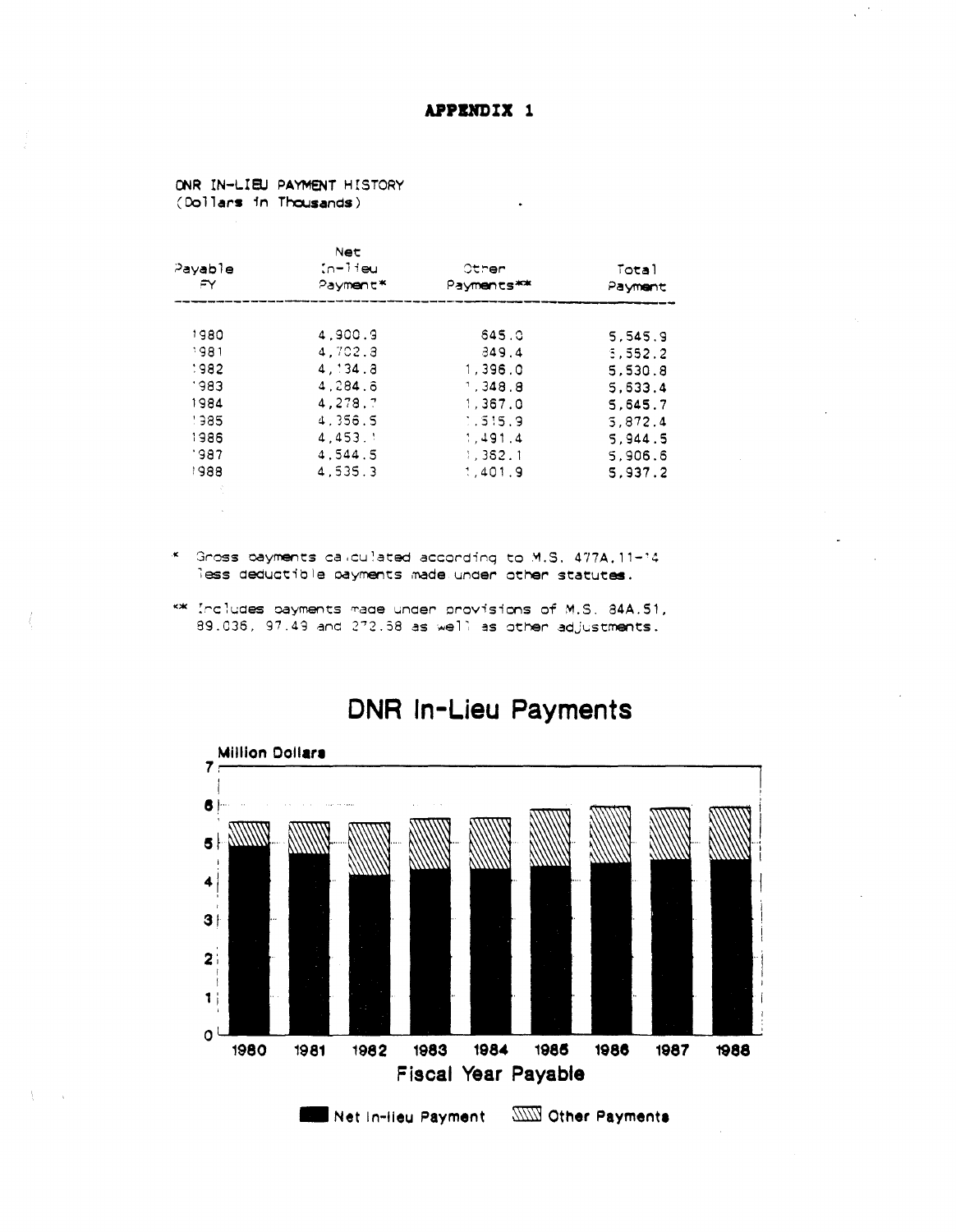**APPENDIX 1**

DNR IN-LIEU PAYMENT HISTORY
(Dollars in Thousands)

| Payable FY | Net In-lieu Payment* | Other Payments** | Total Payment |
|---|---|---|---|
| 1980 | 4,900.9 | 645.0 | 5,545.9 |
| 1981 | 4,702.8 | 849.4 | 5,552.2 |
| 1982 | 4,134.8 | 1,396.0 | 5,530.8 |
| 1983 | 4,284.6 | 1,348.8 | 5,633.4 |
| 1984 | 4,278.7 | 1,367.0 | 5,645.7 |
| 1985 | 4,356.5 | 1,515.9 | 5,872.4 |
| 1986 | 4,453.1 | 1,491.4 | 5,944.5 |
| 1987 | 4,544.5 | 1,362.1 | 5,906.6 |
| 1988 | 4,535.3 | 1,401.9 | 5,937.2 |

\* Gross payments calculated according to M.S. 477A.11-14 less deductible payments made under other statutes.

\*\* Includes payments made under provisions of M.S. 84A.51, 89.036, 97.49 and 272.68 as well as other adjustments.

## DNR In-Lieu Payments

Million Dollars

Fiscal Year Payable

Net In-lieu Payment | Other Payments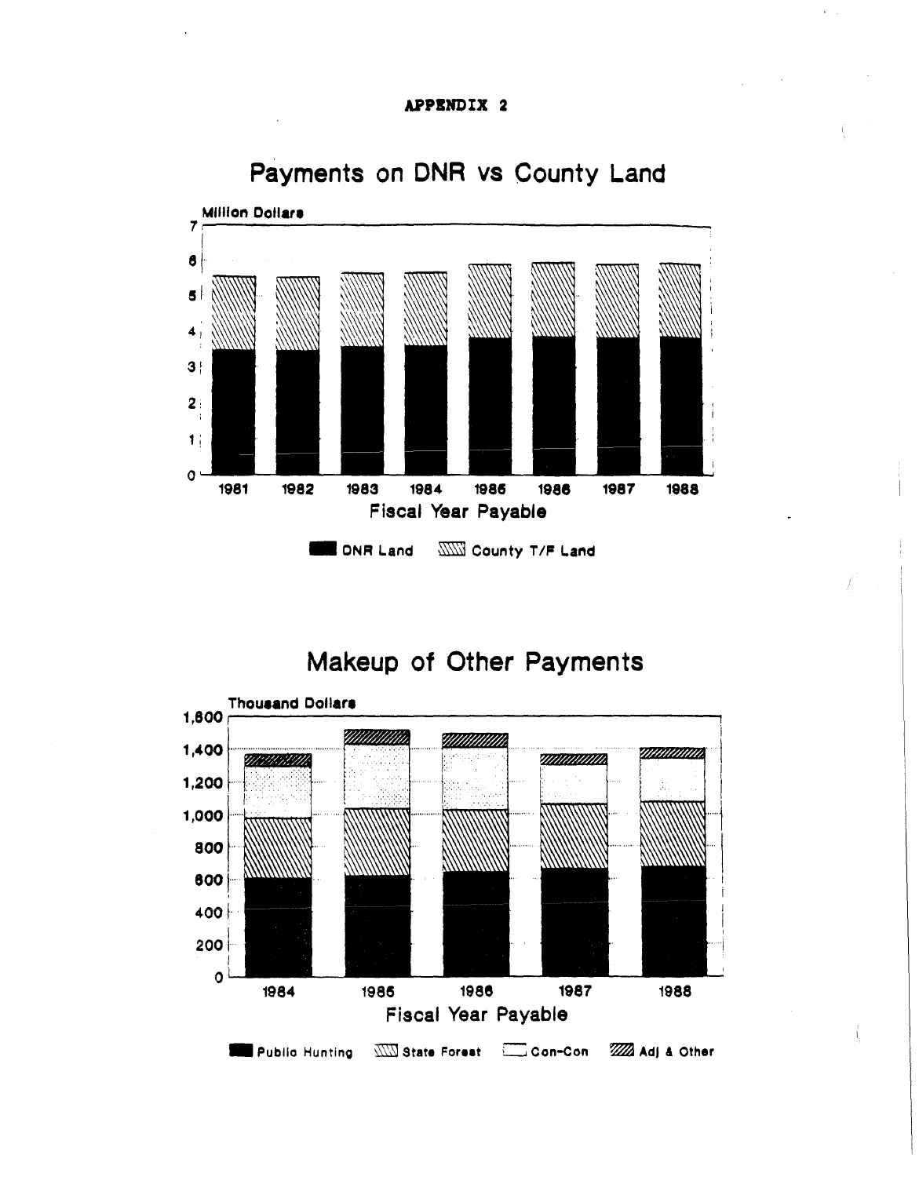**APPENDIX 2**

## Payments on DNR vs County Land

Million Dollars

7

6

5

4

3

2

1

0

1981 1982 1983 1984 1985 1986 1987 1988

Fiscal Year Payable

DNR Land  County T/F Land

## Makeup of Other Payments

Thousand Dollars

1,600

1,400

1,200

1,000

800

600

400

200

0

1984 1985 1986 1987 1988

Fiscal Year Payable

Public Hunting  State Forest  Con-Con  Adj & Other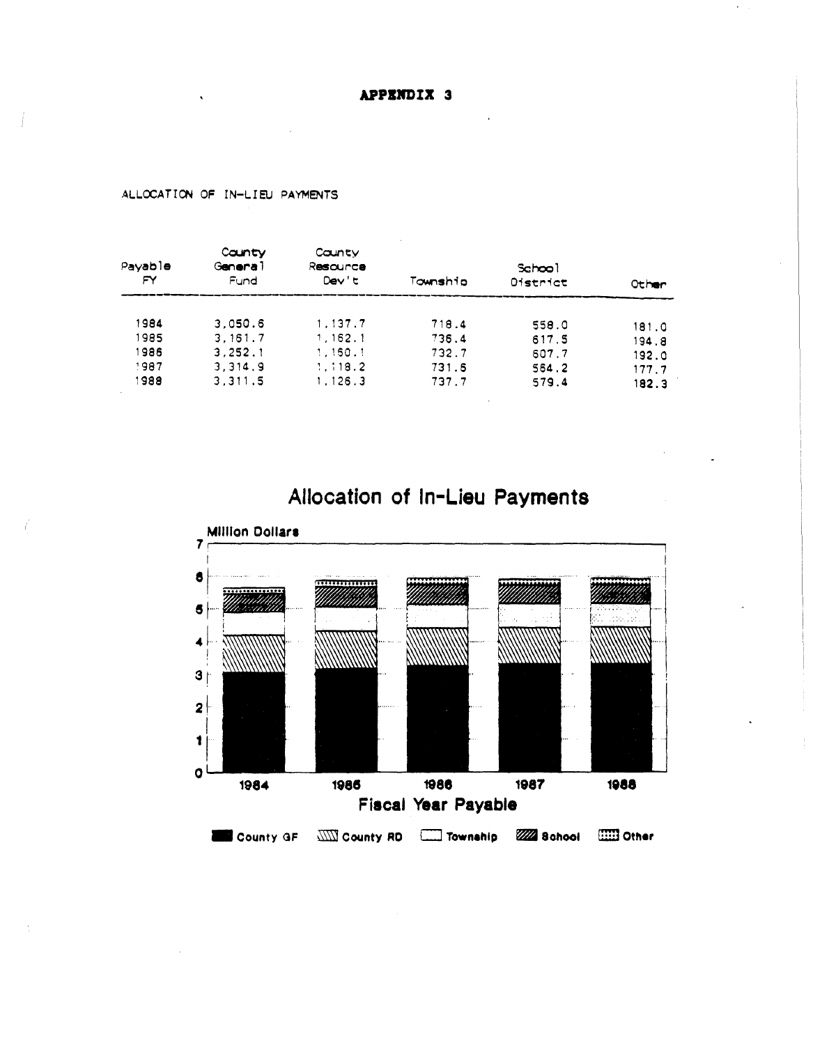# APPENDIX 3

ALLOCATION OF IN-LIEU PAYMENTS

| Payable FY | County General Fund | County Resource Dev't | Township | School District | Other |
|---|---|---|---|---|---|
| 1984 | 3,050.6 | 1,137.7 | 718.4 | 558.0 | 181.0 |
| 1985 | 3,161.7 | 1,162.1 | 736.4 | 617.5 | 194.8 |
| 1986 | 3,252.1 | 1,160.1 | 732.7 | 607.7 | 192.0 |
| 1987 | 3,314.9 | 1,118.2 | 731.6 | 564.2 | 177.7 |
| 1988 | 3,311.5 | 1,126.3 | 737.7 | 579.4 | 182.3 |

## Allocation of In-Lieu Payments

Million Dollars

Fiscal Year Payable

County GF | County RD | Township | School | Other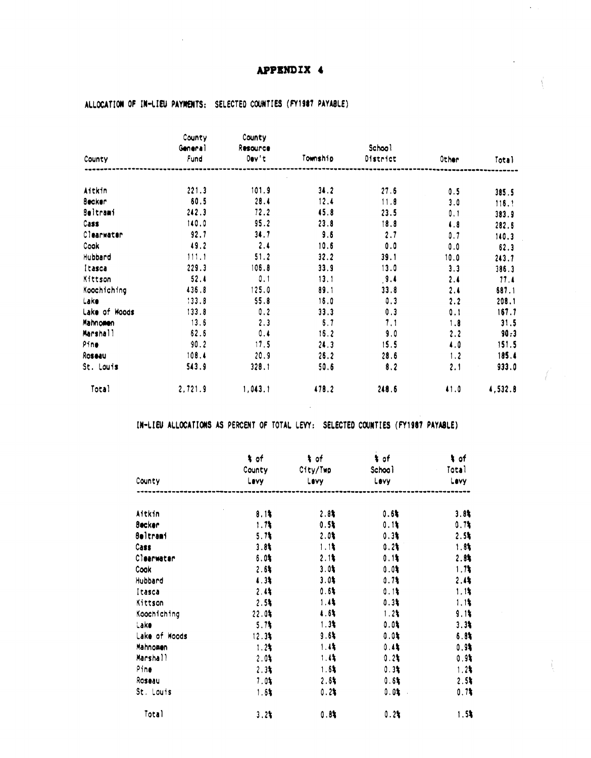# APPENDIX 4

ALLOCATION OF IN-LIEU PAYMENTS: SELECTED COUNTIES (FY1987 PAYABLE)

| County | County General Fund | County Resource Dev't | Township | School District | Other | Total |
|---|---|---|---|---|---|---|
| Aitkin | 221.3 | 101.9 | 34.2 | 27.6 | 0.5 | 385.5 |
| Becker | 60.5 | 28.4 | 12.4 | 11.8 | 3.0 | 116.1 |
| Beltrami | 242.3 | 72.2 | 45.8 | 23.5 | 0.1 | 383.9 |
| Cass | 140.0 | 95.2 | 23.8 | 18.8 | 4.8 | 282.6 |
| Clearwater | 92.7 | 34.7 | 9.6 | 2.7 | 0.7 | 140.3 |
| Cook | 49.2 | 2.4 | 10.6 | 0.0 | 0.0 | 62.3 |
| Hubbard | 111.1 | 51.2 | 32.2 | 39.1 | 10.0 | 243.7 |
| Itasca | 229.3 | 106.8 | 33.9 | 13.0 | 3.3 | 386.3 |
| Kittson | 52.4 | 0.1 | 13.1 | 9.4 | 2.4 | 77.4 |
| Koochiching | 436.8 | 125.0 | 89.1 | 33.8 | 2.4 | 687.1 |
| Lake | 133.8 | 55.8 | 16.0 | 0.3 | 2.2 | 208.1 |
| Lake of Woods | 133.8 | 0.2 | 33.3 | 0.3 | 0.1 | 167.7 |
| Mahnomen | 13.6 | 2.3 | 6.7 | 7.1 | 1.8 | 31.5 |
| Marshall | 62.6 | 0.4 | 16.2 | 9.0 | 2.2 | 90.3 |
| Pine | 90.2 | 17.5 | 24.3 | 15.5 | 4.0 | 151.5 |
| Roseau | 108.4 | 20.9 | 26.2 | 28.6 | 1.2 | 185.4 |
| St. Louis | 543.9 | 328.1 | 50.6 | 8.2 | 2.1 | 933.0 |
| Total | 2,721.9 | 1,043.1 | 478.2 | 248.6 | 41.0 | 4,532.8 |

IN-LIEU ALLOCATIONS AS PERCENT OF TOTAL LEVY: SELECTED COUNTIES (FY1987 PAYABLE)

| County | % of County Levy | % of City/Twp Levy | % of School Levy | % of Total Levy |
|---|---|---|---|---|
| Aitkin | 8.1% | 2.8% | 0.6% | 3.8% |
| Becker | 1.7% | 0.5% | 0.1% | 0.7% |
| Beltrami | 5.7% | 2.0% | 0.3% | 2.5% |
| Cass | 3.8% | 1.1% | 0.2% | 1.8% |
| Clearwater | 6.0% | 2.1% | 0.1% | 2.8% |
| Cook | 2.6% | 3.0% | 0.0% | 1.7% |
| Hubbard | 4.3% | 3.0% | 0.7% | 2.4% |
| Itasca | 2.4% | 0.6% | 0.1% | 1.1% |
| Kittson | 2.5% | 1.4% | 0.3% | 1.1% |
| Koochiching | 22.0% | 4.6% | 1.2% | 9.1% |
| Lake | 5.7% | 1.3% | 0.0% | 3.3% |
| Lake of Woods | 12.3% | 9.6% | 0.0% | 6.8% |
| Mahnomen | 1.2% | 1.4% | 0.4% | 0.9% |
| Marshall | 2.0% | 1.4% | 0.2% | 0.9% |
| Pine | 2.3% | 1.6% | 0.3% | 1.2% |
| Roseau | 7.0% | 2.6% | 0.6% | 2.5% |
| St. Louis | 1.6% | 0.2% | 0.0% | 0.7% |
| Total | 3.2% | 0.8% | 0.2% | 1.5% |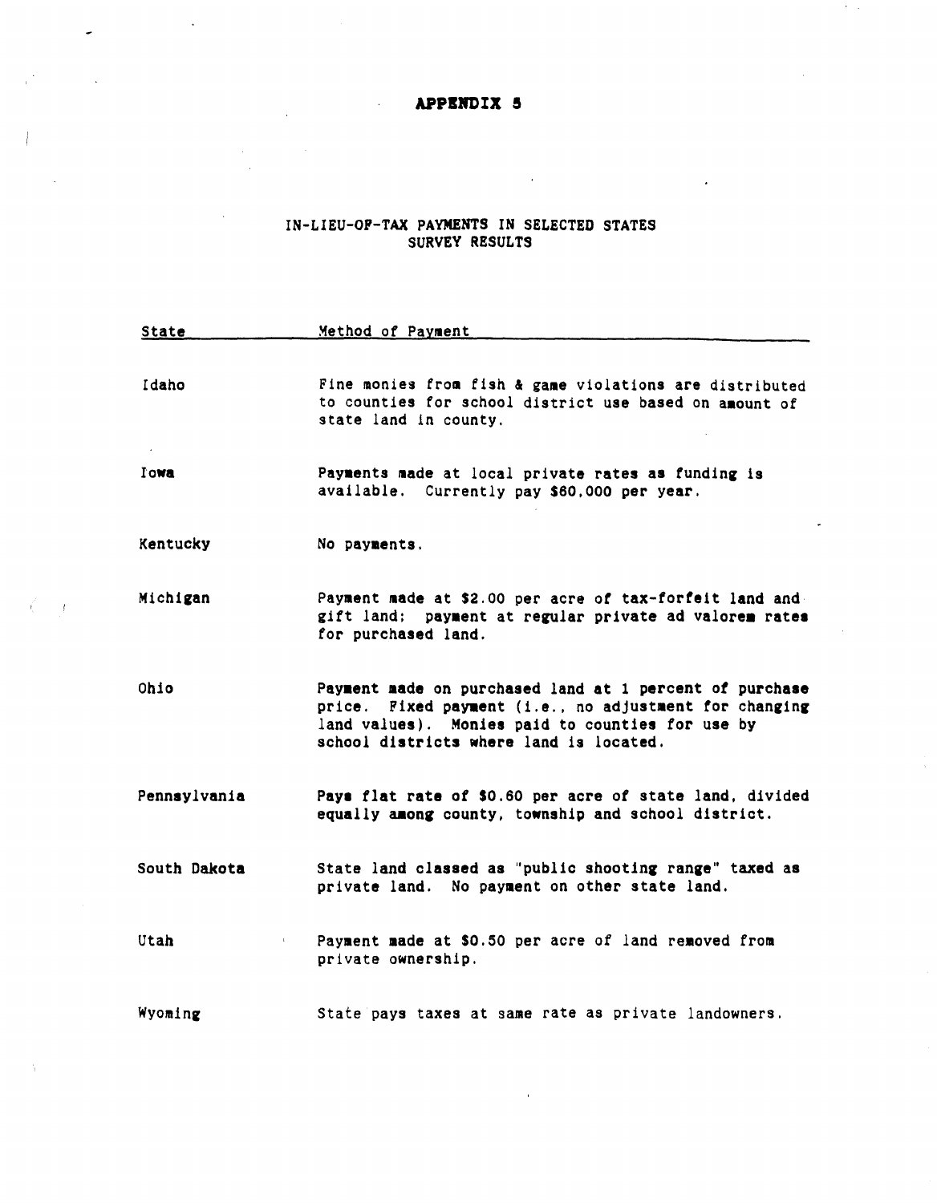# APPENDIX 5

## IN-LIEU-OF-TAX PAYMENTS IN SELECTED STATES
## SURVEY RESULTS

| State | Method of Payment |
|---|---|
| Idaho | Fine monies from fish & game violations are distributed to counties for school district use based on amount of state land in county. |
| Iowa | Payments made at local private rates as funding is available. Currently pay $60,000 per year. |
| Kentucky | No payments. |
| Michigan | Payment made at $2.00 per acre of tax-forfeit land and gift land; payment at regular private ad valorem rates for purchased land. |
| Ohio | Payment made on purchased land at 1 percent of purchase price. Fixed payment (i.e., no adjustment for changing land values). Monies paid to counties for use by school districts where land is located. |
| Pennsylvania | Pays flat rate of $0.60 per acre of state land, divided equally among county, township and school district. |
| South Dakota | State land classed as "public shooting range" taxed as private land. No payment on other state land. |
| Utah | Payment made at $0.50 per acre of land removed from private ownership. |
| Wyoming | State pays taxes at same rate as private landowners. |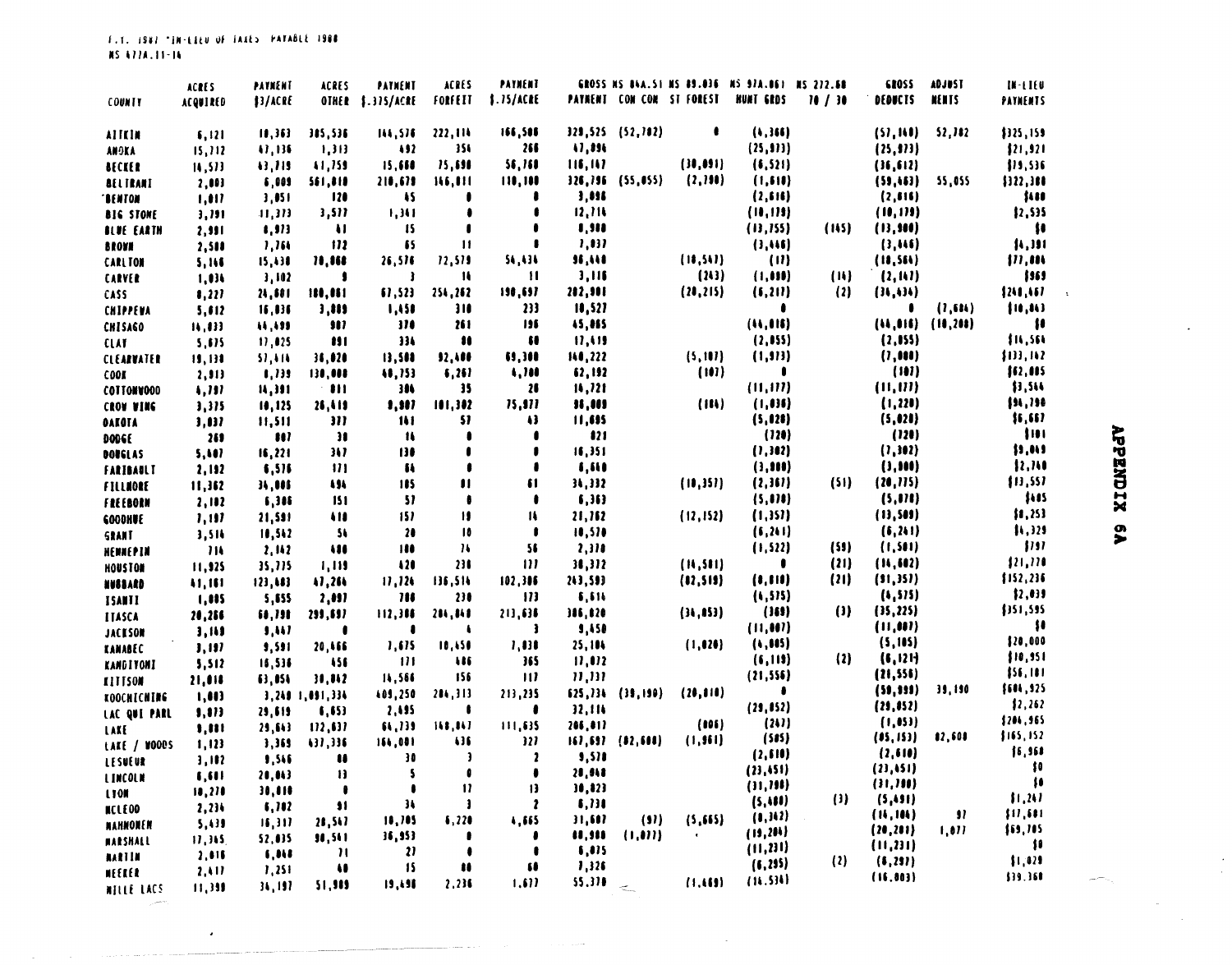F.Y. 1987 "IN-LIEU OF TAXES" PAYABLE 1988
MS 477A.11-14

| COUNTY | ACRES ACQUIRED | PAYMENT $3/ACRE | ACRES OTHER | PAYMENT $.375/ACRE | ACRES FORFEIT | PAYMENT $.75/ACRE | GROSS PAYMENT | MS 84A.51 CON CON | MS 89.036 ST FOREST | MS 97A.061 HUNT GRDS | MS 272.68 70 / 30 | GROSS DEDUCTS | ADJUST MENTS | IN-LIEU PAYMENTS |
|---|---|---|---|---|---|---|---|---|---|---|---|---|---|---|
| AITKIN | 6,121 | 18,363 | 385,536 | 144,576 | 222,114 | 166,586 | 329,525 | (52,782) | 0 | (4,366) | | (57,148) | 52,782 | $325,159 |
| ANOKA | 15,712 | 47,136 | 1,313 | 492 | 354 | 266 | 47,894 | | | (25,973) | | (25,973) | | $21,921 |
| BECKER | 14,573 | 43,719 | 41,759 | 15,660 | 75,690 | 56,768 | 116,147 | | (30,091) | (6,521) | | (36,612) | | $79,536 |
| BELTRAMI | 2,003 | 6,009 | 561,810 | 210,679 | 146,811 | 110,108 | 326,796 | (55,055) | (2,788) | (1,610) | | (59,463) | 55,055 | $322,388 |
| BENTON | 1,017 | 3,051 | 120 | 45 | 0 | 0 | 3,096 | | | (2,616) | | (2,616) | | $480 |
| BIG STONE | 3,791 | 11,373 | 3,577 | 1,341 | 0 | 0 | 12,714 | | | (10,179) | | (10,179) | | $2,535 |
| BLUE EARTH | 2,961 | 8,973 | 41 | 15 | 0 | 0 | 8,988 | | | (13,755) | (145) | (13,900) | | $0 |
| BROWN | 2,588 | 7,764 | 172 | 65 | 11 | 8 | 7,837 | | | (3,446) | | (3,446) | | $4,391 |
| CARLTON | 5,146 | 15,438 | 70,868 | 26,576 | 72,579 | 54,434 | 96,448 | | (18,547) | (17) | | (18,564) | | $77,884 |
| CARVER | 1,034 | 3,102 | 9 | 3 | 14 | 11 | 3,116 | | (243) | (1,888) | (16) | (2,147) | | $969 |
| CASS | 8,227 | 24,681 | 180,061 | 67,523 | 254,262 | 190,697 | 282,901 | | (28,215) | (6,217) | (2) | (34,434) | | $248,467 |
| CHIPPEWA | 5,012 | 16,036 | 3,889 | 1,458 | 318 | 233 | 18,527 | | | 0 | | 0 | (7,684) | $10,843 |
| CHISAGO | 14,833 | 44,499 | 987 | 370 | 261 | 196 | 45,065 | | | (44,816) | | (44,816) | (10,208) | $0 |
| CLAY | 5,675 | 17,025 | 891 | 334 | 80 | 60 | 17,419 | | | (2,855) | | (2,855) | | $14,564 |
| CLEARWATER | 19,138 | 57,414 | 36,028 | 13,508 | 92,400 | 69,300 | 140,222 | | (5,107) | (1,973) | | (7,080) | | $133,142 |
| COOK | 2,913 | 8,739 | 130,008 | 48,753 | 6,267 | 4,700 | 62,192 | | (107) | 0 | | (107) | | $62,085 |
| COTTONWOOD | 4,787 | 14,361 | 811 | 306 | 35 | 28 | 14,721 | | | (11,177) | | (11,177) | | $3,544 |
| CROW WING | 3,375 | 10,125 | 26,419 | 9,907 | 101,302 | 75,977 | 96,009 | | (184) | (1,036) | | (1,220) | | $94,790 |
| DAKOTA | 3,837 | 11,511 | 377 | 141 | 57 | 43 | 11,695 | | | (5,028) | | (5,028) | | $6,667 |
| DODGE | 269 | 807 | 38 | 14 | 0 | 0 | 821 | | | (720) | | (720) | | $101 |
| DOUGLAS | 5,407 | 16,221 | 347 | 130 | 0 | 0 | 16,351 | | | (7,302) | | (7,302) | | $9,049 |
| FARIBAULT | 2,192 | 6,576 | 171 | 64 | 0 | 0 | 6,640 | | | (3,880) | | (3,880) | | $2,760 |
| FILLMORE | 11,362 | 34,086 | 494 | 185 | 81 | 61 | 34,332 | | (18,357) | (2,367) | (51) | (20,775) | | $13,557 |
| FREEBORN | 2,102 | 6,306 | 151 | 57 | 0 | 0 | 6,363 | | | (5,878) | | (5,878) | | $485 |
| GOODHUE | 7,187 | 21,581 | 418 | 157 | 18 | 14 | 21,762 | | (12,152) | (1,357) | | (13,509) | | $8,253 |
| GRANT | 3,514 | 10,542 | 54 | 20 | 10 | 8 | 10,570 | | | (6,241) | | (6,241) | | $4,329 |
| HENNEPIN | 714 | 2,142 | 480 | 180 | 74 | 56 | 2,378 | | | (1,522) | (59) | (1,581) | | $797 |
| HOUSTON | 11,925 | 35,775 | 1,119 | 420 | 238 | 177 | 36,372 | | (14,581) | 0 | (21) | (14,602) | | $21,770 |
| HUBBARD | 41,161 | 123,483 | 47,286 | 17,726 | 136,514 | 102,386 | 243,593 | | (82,519) | (8,818) | (21) | (91,357) | | $152,236 |
| ISANTI | 1,885 | 5,655 | 2,097 | 786 | 230 | 173 | 6,614 | | | (4,575) | | (4,575) | | $2,039 |
| ITASCA | 20,266 | 60,798 | 299,697 | 112,386 | 284,848 | 213,636 | 386,820 | | (34,853) | (369) | (3) | (35,225) | | $351,595 |
| JACKSON | 3,149 | 9,447 | 0 | 0 | 4 | 3 | 9,450 | | | (11,087) | | (11,087) | | $0 |
| KANABEC | 3,197 | 9,591 | 20,466 | 7,675 | 10,450 | 7,838 | 25,104 | | (1,020) | (4,085) | | (5,105) | | $20,000 |
| KANDIYOHI | 5,512 | 16,536 | 456 | 171 | 486 | 365 | 17,072 | | | (6,119) | (2) | (6,121) | | $10,951 |
| KITTSON | 21,018 | 63,054 | 38,842 | 14,566 | 156 | 117 | 77,737 | | | (21,556) | | (21,556) | | $56,181 |
| KOOCHICHING | 1,083 | 3,249 | 1,091,334 | 409,250 | 284,313 | 213,235 | 625,734 | (38,190) | (20,818) | 0 | | (58,998) | 38,190 | $604,925 |
| LAC QUI PARL | 9,873 | 29,619 | 6,653 | 2,495 | 0 | 0 | 32,114 | | | (29,852) | | (29,852) | | $2,262 |
| LAKE | 9,881 | 29,643 | 172,837 | 64,739 | 148,847 | 111,635 | 206,017 | | (806) | (247) | | (1,053) | | $204,965 |
| LAKE / WOODS | 1,123 | 3,369 | 437,336 | 164,001 | 436 | 327 | 167,697 | (82,608) | (1,961) | (585) | | (85,153) | 82,608 | $165,152 |
| LESUEUR | 3,182 | 9,546 | 80 | 30 | 3 | 2 | 9,578 | | | (2,610) | | (2,610) | | $6,968 |
| LINCOLN | 6,681 | 20,043 | 13 | 5 | 0 | 0 | 20,048 | | | (23,451) | | (23,451) | | $0 |
| LYON | 10,270 | 30,810 | 0 | 0 | 17 | 13 | 30,823 | | | (31,788) | | (31,788) | | $0 |
| MCLEOD | 2,234 | 6,702 | 91 | 34 | 3 | 2 | 6,738 | | | (5,488) | (3) | (5,491) | | $1,247 |
| MAHNOMEN | 5,439 | 16,317 | 28,547 | 10,705 | 6,220 | 4,665 | 31,687 | (97) | (5,665) | (8,342) | | (14,104) | 97 | $17,681 |
| MARSHALL | 17,345 | 52,035 | 98,541 | 36,953 | 0 | 0 | 88,988 | (1,077) | . | (19,204) | | (20,281) | 1,077 | $69,785 |
| MARTIN | 2,016 | 6,048 | 71 | 27 | 0 | 0 | 6,075 | | | (11,231) | | (11,231) | | $0 |
| MEEKER | 2,417 | 7,251 | 40 | 15 | 80 | 60 | 7,326 | | | (6,295) | (2) | (6,297) | | $1,029 |
| MILLE LACS | 11,399 | 34,197 | 51,989 | 19,496 | 2,236 | 1,677 | 55,370 | | (1,469) | (14,534) | | (16,003) | | $39,368 |

APPENDIX 6A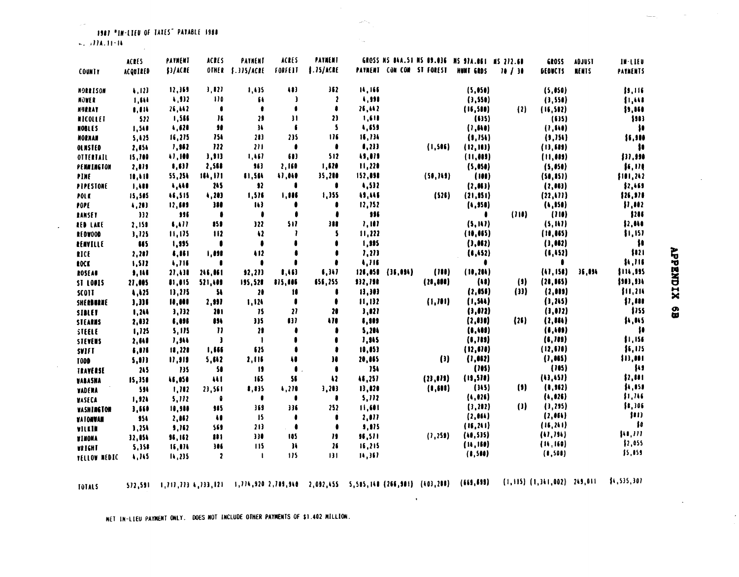1987 "IN-LIEU OF TAXES" PAYABLE 1988

M.S. 477A.11-14

| COUNTY | ACRES ACQUIRED | PAYMENT $3/ACRE | ACRES OTHER | PAYMENT $.375/ACRE | ACRES FORFEIT | PAYMENT $.75/ACRE | GROSS PAYMENT | MS 84A.51 CON COM | MS 89.036 ST FOREST | MS 97A.061 HUNT GRDS | MS 272.68 70 / 30 | GROSS DEDUCTS | ADJUST MENTS | IN-LIEU PAYMENTS |
|---|---|---|---|---|---|---|---|---|---|---|---|---|---|---|
| MORRISON | 4,123 | 12,369 | 3,827 | 1,435 | 483 | 362 | 14,166 | | | (5,050) | | (5,050) | | $9,116 |
| MOWER | 1,644 | 4,932 | 170 | 64 | 3 | 2 | 4,998 | | | (3,550) | | (3,550) | | $1,448 |
| MURRAY | 8,814 | 26,442 | 0 | 0 | 0 | 0 | 26,442 | | | (16,500) | (2) | (16,502) | | $9,940 |
| NICOLLET | 522 | 1,566 | 76 | 29 | 31 | 23 | 1,618 | | | (635) | | (635) | | $983 |
| NOBLES | 1,540 | 4,620 | 90 | 34 | 6 | 5 | 4,659 | | | (7,840) | | (7,840) | | $0 |
| NORMAN | 5,425 | 16,275 | 754 | 283 | 235 | 176 | 16,734 | | | (9,754) | | (9,754) | | $6,980 |
| OLMSTED | 2,654 | 7,962 | 722 | 271 | 0 | 0 | 8,233 | | (1,586) | (12,103) | | (13,689) | | $0 |
| OTTERTAIL | 15,700 | 47,100 | 3,913 | 1,467 | 683 | 512 | 49,079 | | | (11,089) | | (11,089) | | $37,990 |
| PENNINGTON | 2,879 | 8,637 | 2,568 | 963 | 2,160 | 1,620 | 11,220 | | | (5,050) | | (5,050) | | $6,170 |
| PINE | 18,418 | 55,254 | 184,171 | 61,564 | 47,040 | 35,280 | 152,098 | | (50,749) | (108) | | (50,857) | | $101,242 |
| PIPESTONE | 1,480 | 4,440 | 245 | 92 | 0 | 0 | 4,532 | | | (2,063) | | (2,063) | | $2,469 |
| POLK | 15,505 | 46,515 | 4,203 | 1,576 | 1,806 | 1,355 | 49,446 | | (526) | (21,951) | | (22,477) | | $26,970 |
| POPE | 4,203 | 12,609 | 380 | 143 | 0 | 0 | 12,752 | | | (4,950) | | (4,950) | | $7,802 |
| RAMSEY | 332 | 996 | 0 | 0 | 0 | 0 | 996 | | | 0 | (710) | (710) | | $286 |
| RED LAKE | 2,159 | 6,477 | 858 | 322 | 517 | 388 | 7,187 | | | (5,147) | | (5,147) | | $2,040 |
| REDWOOD | 3,725 | 11,175 | 112 | 42 | 7 | 5 | 11,222 | | | (10,065) | | (10,065) | | $1,157 |
| RENVILLE | 665 | 1,995 | 0 | 0 | 0 | 0 | 1,995 | | | (3,082) | | (3,082) | | $0 |
| RICE | 2,287 | 6,861 | 1,098 | 412 | 0 | 0 | 7,273 | | | (6,452) | | (6,452) | | $821 |
| ROCK | 1,572 | 4,716 | 0 | 0 | 0 | 0 | 4,716 | | | 0 | | 0 | | $4,716 |
| ROSEAU | 9,146 | 27,438 | 246,061 | 92,273 | 8,463 | 6,347 | 126,058 | (36,094) | (780) | (10,284) | | (47,158) | 36,094 | $114,995 |
| ST LOUIS | 27,005 | 81,015 | 521,408 | 195,528 | 875,006 | 656,255 | 932,798 | | (28,008) | (48) | (9) | (28,065) | | $903,934 |
| SCOTT | 4,425 | 13,275 | 54 | 20 | 10 | 8 | 13,303 | | | (2,056) | (33) | (2,089) | | $11,214 |
| SHERBURNE | 3,336 | 10,008 | 2,997 | 1,124 | 0 | 0 | 11,132 | | (1,701) | (1,544) | | (3,245) | | $7,888 |
| SIBLEY | 1,244 | 3,732 | 201 | 75 | 27 | 20 | 3,827 | | | (3,072) | | (3,072) | | $755 |
| STEARNS | 2,032 | 6,096 | 894 | 335 | 837 | 478 | 6,909 | | | (2,838) | (26) | (2,864) | | $4,045 |
| STEELE | 1,725 | 5,175 | 77 | 29 | 0 | 0 | 5,204 | | | (8,400) | | (8,400) | | $0 |
| STEVENS | 2,648 | 7,944 | 3 | 1 | 0 | 0 | 7,945 | | | (6,789) | | (6,789) | | $1,156 |
| SWIFT | 6,076 | 18,228 | 1,666 | 625 | 0 | 0 | 18,853 | | | (12,678) | | (12,678) | | $6,175 |
| TODD | 5,973 | 17,919 | 5,642 | 2,116 | 40 | 30 | 20,065 | | (3) | (7,062) | | (7,065) | | $13,001 |
| TRAVERSE | 245 | 735 | 50 | 19 | 0 | 0 | 754 | | | (705) | | (705) | | $49 |
| WABASHA | 15,350 | 46,050 | 441 | 165 | 56 | 42 | 46,257 | | (23,879) | (19,578) | | (43,457) | | $2,801 |
| WADENA | 594 | 1,782 | 23,561 | 8,835 | 4,270 | 3,203 | 13,820 | | (8,608) | (345) | (9) | (8,962) | | $4,858 |
| WASECA | 1,924 | 5,772 | 0 | 0 | 0 | 0 | 5,772 | | | (4,026) | | (4,026) | | $1,746 |
| WASHINGTON | 3,660 | 10,980 | 985 | 369 | 336 | 252 | 11,601 | | | (3,282) | (3) | (3,295) | | $8,306 |
| WATONWAN | 954 | 2,862 | 40 | 15 | 0 | 0 | 2,877 | | | (2,064) | | (2,064) | | $813 |
| WILKIN | 3,254 | 9,762 | 569 | 213 | 0 | 0 | 9,975 | | | (16,241) | | (16,241) | | $0 |
| WINONA | 32,054 | 96,162 | 881 | 330 | 105 | 79 | 96,571 | | (7,259) | (40,535) | | (47,794) | | $48,777 |
| WRIGHT | 5,358 | 16,074 | 306 | 115 | 34 | 26 | 16,215 | | | (14,160) | | (14,160) | | $2,055 |
| YELLOW MEDIC | 4,745 | 14,235 | 2 | 1 | 175 | 131 | 14,367 | | | (8,508) | | (8,508) | | $5,859 |
| TOTALS | 572,591 | 1,717,773 | 4,733,121 | 1,774,920 | 2,789,940 | 2,092,455 | 5,585,148 | (266,901) | (403,288) | (669,899) | (1,115) | (1,341,002) | 249,011 | $4,535,307 |

NET IN-LIEU PAYMENT ONLY. DOES NOT INCLUDE OTHER PAYMENTS OF $1.402 MILLION.

APPENDIX 6B